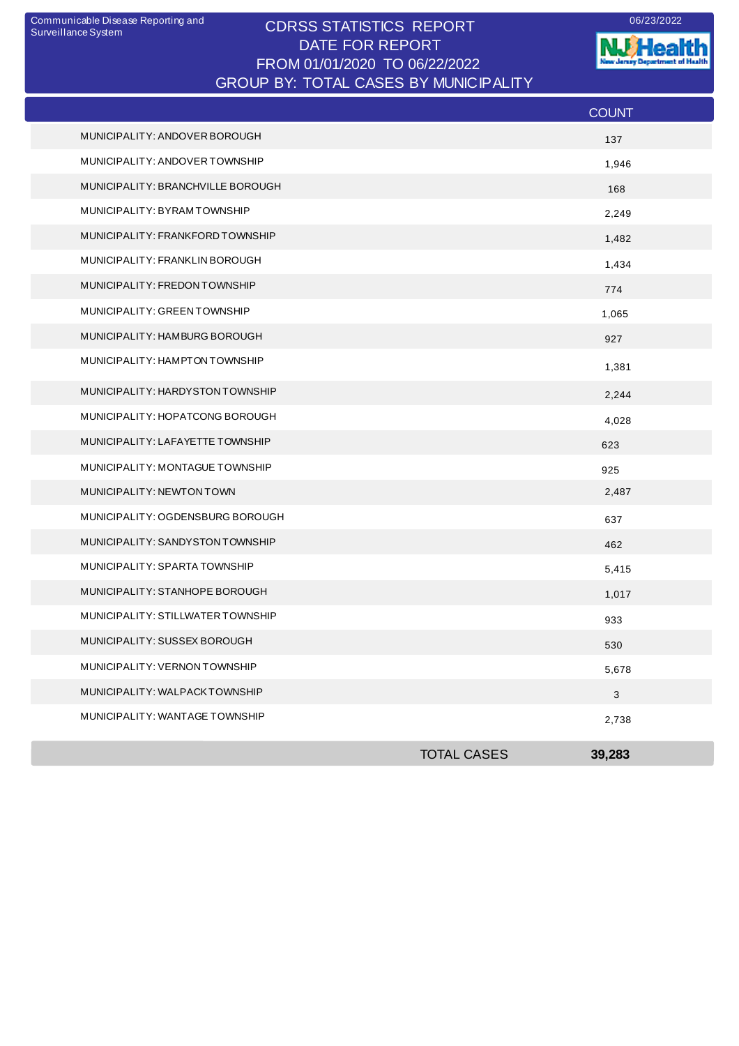Communicable Disease Reporting and Surveillance System

06/23/2022

# CDRSS STATISTICS REPORT
## DATE FOR REPORT
## FROM 01/01/2020 TO 06/22/2022
## GROUP BY: TOTAL CASES BY MUNICIPALITY

| | COUNT |
|---|---|
| MUNICIPALITY: ANDOVER BOROUGH | 137 |
| MUNICIPALITY: ANDOVER TOWNSHIP | 1,946 |
| MUNICIPALITY: BRANCHVILLE BOROUGH | 168 |
| MUNICIPALITY: BYRAM TOWNSHIP | 2,249 |
| MUNICIPALITY: FRANKFORD TOWNSHIP | 1,482 |
| MUNICIPALITY: FRANKLIN BOROUGH | 1,434 |
| MUNICIPALITY: FREDON TOWNSHIP | 774 |
| MUNICIPALITY: GREEN TOWNSHIP | 1,065 |
| MUNICIPALITY: HAMBURG BOROUGH | 927 |
| MUNICIPALITY: HAMPTON TOWNSHIP | 1,381 |
| MUNICIPALITY: HARDYSTON TOWNSHIP | 2,244 |
| MUNICIPALITY: HOPATCONG BOROUGH | 4,028 |
| MUNICIPALITY: LAFAYETTE TOWNSHIP | 623 |
| MUNICIPALITY: MONTAGUE TOWNSHIP | 925 |
| MUNICIPALITY: NEWTON TOWN | 2,487 |
| MUNICIPALITY: OGDENSBURG BOROUGH | 637 |
| MUNICIPALITY: SANDYSTON TOWNSHIP | 462 |
| MUNICIPALITY: SPARTA TOWNSHIP | 5,415 |
| MUNICIPALITY: STANHOPE BOROUGH | 1,017 |
| MUNICIPALITY: STILLWATER TOWNSHIP | 933 |
| MUNICIPALITY: SUSSEX BOROUGH | 530 |
| MUNICIPALITY: VERNON TOWNSHIP | 5,678 |
| MUNICIPALITY: WALPACK TOWNSHIP | 3 |
| MUNICIPALITY: WANTAGE TOWNSHIP | 2,738 |
| **TOTAL CASES** | **39,283** |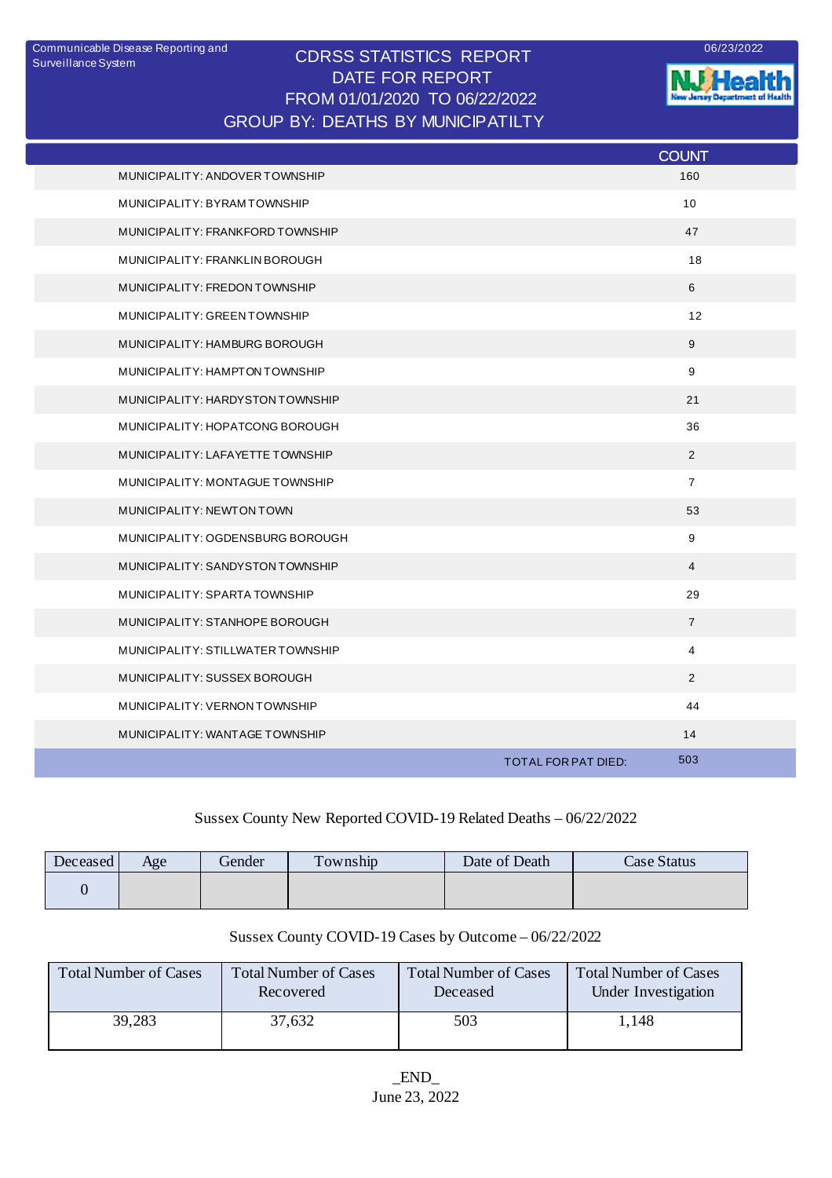Communicable Disease Reporting and Surveillance System

06/23/2022

# CDRSS STATISTICS REPORT
## DATE FOR REPORT
## FROM 01/01/2020 TO 06/22/2022
## GROUP BY: DEATHS BY MUNICIPATILTY

| | COUNT |
|---|---|
| MUNICIPALITY: ANDOVER TOWNSHIP | 160 |
| MUNICIPALITY: BYRAM TOWNSHIP | 10 |
| MUNICIPALITY: FRANKFORD TOWNSHIP | 47 |
| MUNICIPALITY: FRANKLIN BOROUGH | 18 |
| MUNICIPALITY: FREDON TOWNSHIP | 6 |
| MUNICIPALITY: GREEN TOWNSHIP | 12 |
| MUNICIPALITY: HAMBURG BOROUGH | 9 |
| MUNICIPALITY: HAMPTON TOWNSHIP | 9 |
| MUNICIPALITY: HARDYSTON TOWNSHIP | 21 |
| MUNICIPALITY: HOPATCONG BOROUGH | 36 |
| MUNICIPALITY: LAFAYETTE TOWNSHIP | 2 |
| MUNICIPALITY: MONTAGUE TOWNSHIP | 7 |
| MUNICIPALITY: NEWTON TOWN | 53 |
| MUNICIPALITY: OGDENSBURG BOROUGH | 9 |
| MUNICIPALITY: SANDYSTON TOWNSHIP | 4 |
| MUNICIPALITY: SPARTA TOWNSHIP | 29 |
| MUNICIPALITY: STANHOPE BOROUGH | 7 |
| MUNICIPALITY: STILLWATER TOWNSHIP | 4 |
| MUNICIPALITY: SUSSEX BOROUGH | 2 |
| MUNICIPALITY: VERNON TOWNSHIP | 44 |
| MUNICIPALITY: WANTAGE TOWNSHIP | 14 |
| TOTAL FOR PAT DIED: | 503 |

Sussex County New Reported COVID-19 Related Deaths – 06/22/2022

| Deceased | Age | Gender | Township | Date of Death | Case Status |
|---|---|---|---|---|---|
| 0 | | | | | |

Sussex County COVID-19 Cases by Outcome – 06/22/2022

| Total Number of Cases | Total Number of Cases Recovered | Total Number of Cases Deceased | Total Number of Cases Under Investigation |
|---|---|---|---|
| 39,283 | 37,632 | 503 | 1,148 |

_END_
June 23, 2022